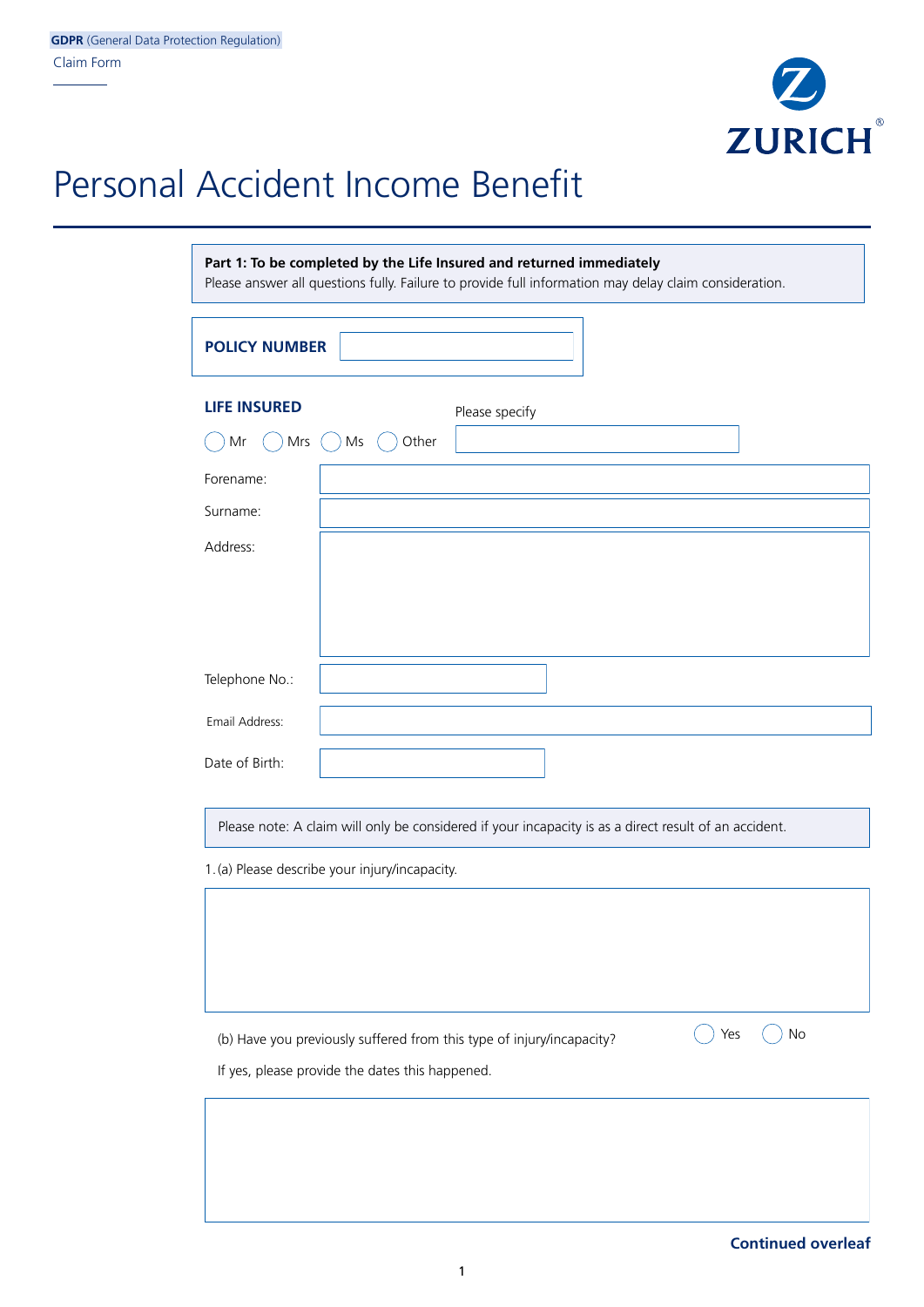**GDPR** (General Data Protection Regulation)

Claim Form

ZURICH®

# Personal Accident Income Benefit

**Part 1: To be completed by the Life Insured and returned immediately**
Please answer all questions fully. Failure to provide full information may delay claim consideration.

**POLICY NUMBER**

**LIFE INSURED**

◯ Mr ◯ Mrs ◯ Ms ◯ Other Please specify

Forename:

Surname:

Address:

Telephone No.:

Email Address:

Date of Birth:

Please note: A claim will only be considered if your incapacity is as a direct result of an accident.

1. (a) Please describe your injury/incapacity.

(b) Have you previously suffered from this type of injury/incapacity? ◯ Yes ◯ No

If yes, please provide the dates this happened.

**Continued overleaf**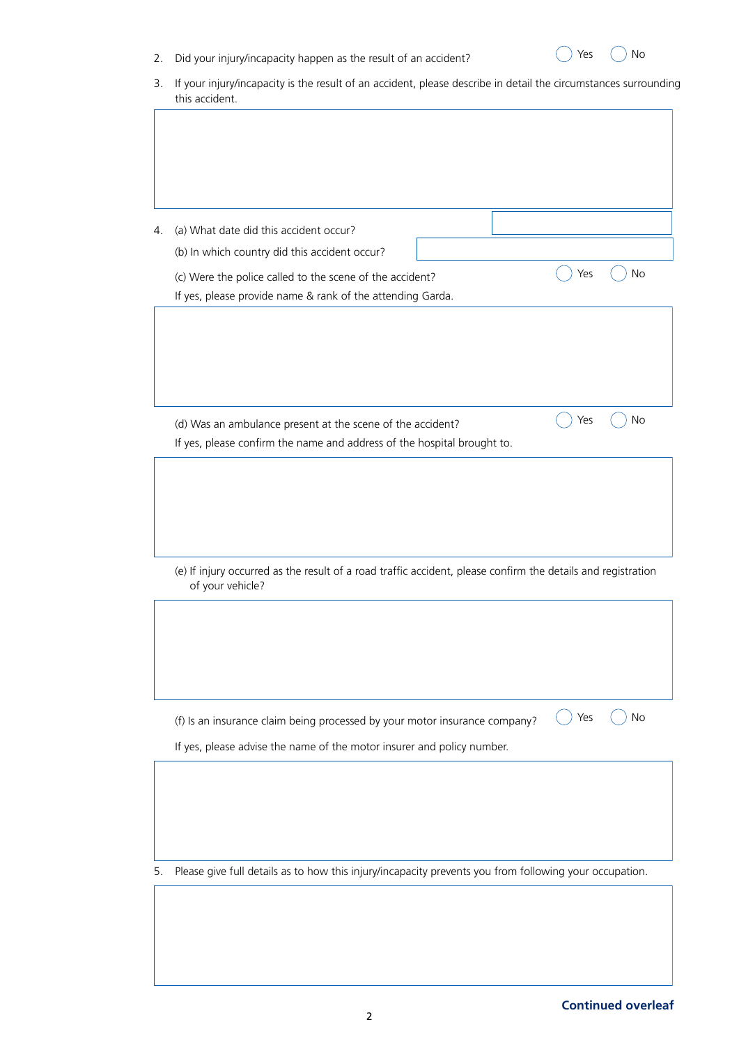2. Did your injury/incapacity happen as the result of an accident? ◯ Yes ◯ No

3. If your injury/incapacity is the result of an accident, please describe in detail the circumstances surrounding this accident.

4. (a) What date did this accident occur?

   (b) In which country did this accident occur?

   (c) Were the police called to the scene of the accident? ◯ Yes ◯ No

   If yes, please provide name & rank of the attending Garda.

   (d) Was an ambulance present at the scene of the accident? ◯ Yes ◯ No

   If yes, please confirm the name and address of the hospital brought to.

   (e) If injury occurred as the result of a road traffic accident, please confirm the details and registration of your vehicle?

   (f) Is an insurance claim being processed by your motor insurance company? ◯ Yes ◯ No

   If yes, please advise the name of the motor insurer and policy number.

5. Please give full details as to how this injury/incapacity prevents you from following your occupation.

**Continued overleaf**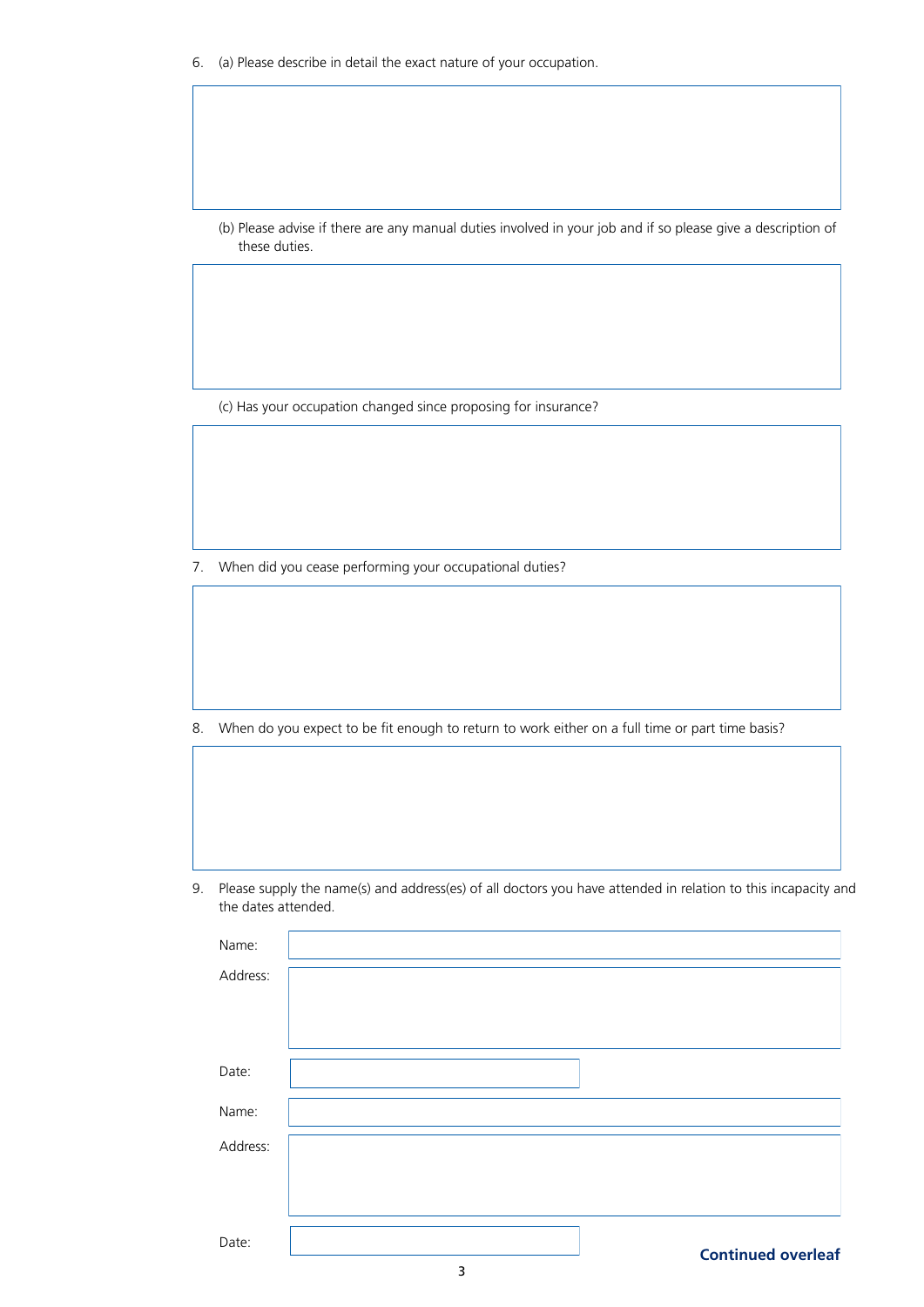6. (a) Please describe in detail the exact nature of your occupation.

   (b) Please advise if there are any manual duties involved in your job and if so please give a description of these duties.

   (c) Has your occupation changed since proposing for insurance?

7. When did you cease performing your occupational duties?

8. When do you expect to be fit enough to return to work either on a full time or part time basis?

9. Please supply the name(s) and address(es) of all doctors you have attended in relation to this incapacity and the dates attended.

Name:

Address:

Date:

Name:

Address:

Date:

**Continued overleaf**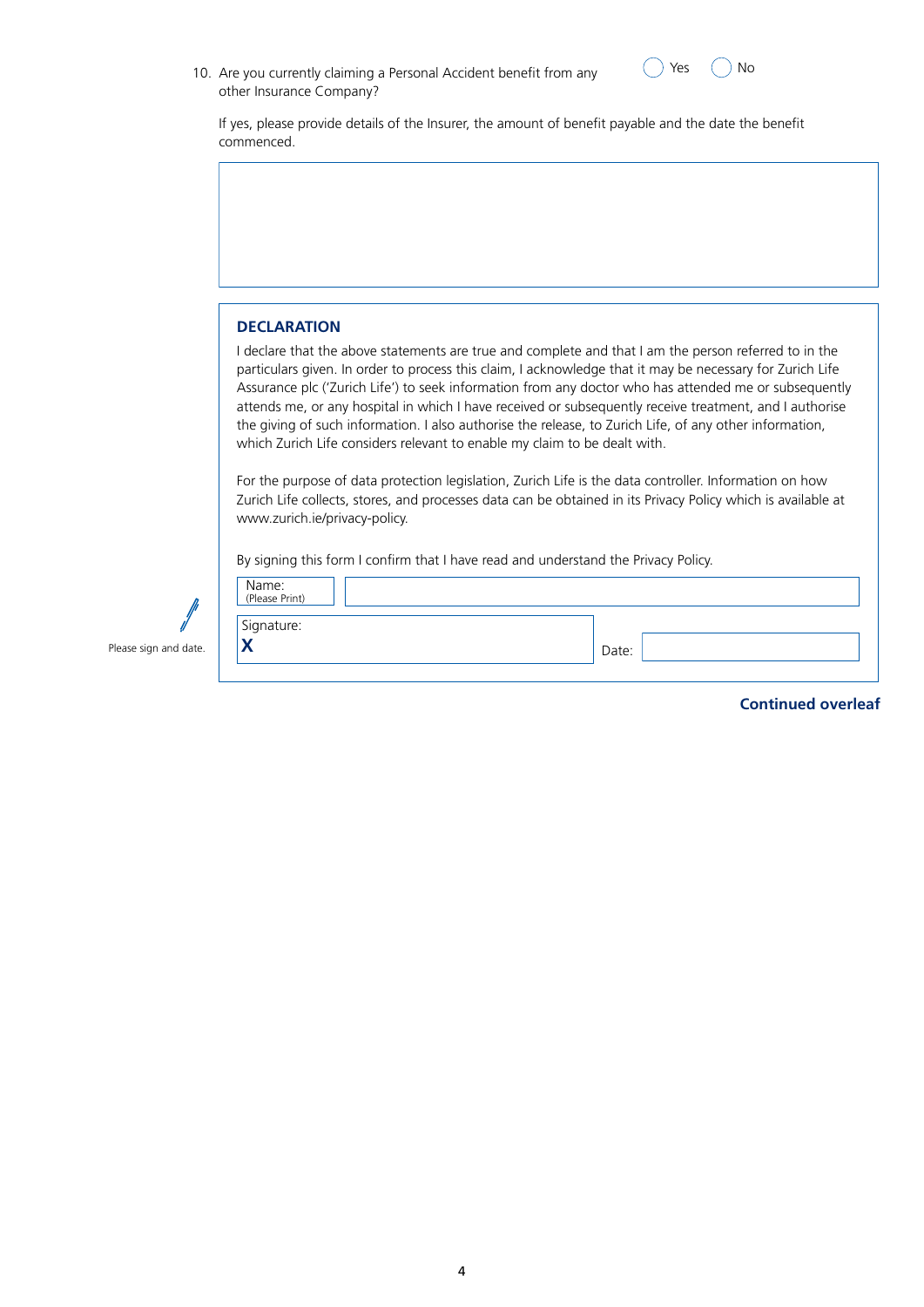10. Are you currently claiming a Personal Accident benefit from any other Insurance Company? ◯ Yes ◯ No

If yes, please provide details of the Insurer, the amount of benefit payable and the date the benefit commenced.

| |
|---|
| |

## DECLARATION

I declare that the above statements are true and complete and that I am the person referred to in the particulars given. In order to process this claim, I acknowledge that it may be necessary for Zurich Life Assurance plc ('Zurich Life') to seek information from any doctor who has attended me or subsequently attends me, or any hospital in which I have received or subsequently receive treatment, and I authorise the giving of such information. I also authorise the release, to Zurich Life, of any other information, which Zurich Life considers relevant to enable my claim to be dealt with.

For the purpose of data protection legislation, Zurich Life is the data controller. Information on how Zurich Life collects, stores, and processes data can be obtained in its Privacy Policy which is available at www.zurich.ie/privacy-policy.

By signing this form I confirm that I have read and understand the Privacy Policy.

Please sign and date.

| Name: (Please Print) | |
|---|---|
| Signature: **X** | Date: |

**Continued overleaf**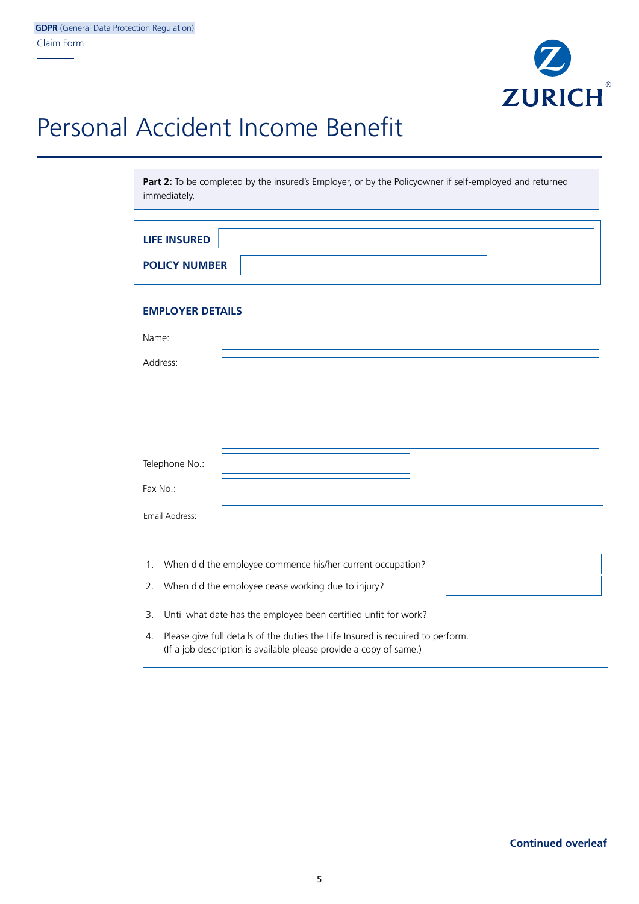**GDPR** (General Data Protection Regulation)

Claim Form

ZURICH

# Personal Accident Income Benefit

**Part 2:** To be completed by the insured's Employer, or by the Policyowner if self-employed and returned immediately.

**LIFE INSURED**

**POLICY NUMBER**

### EMPLOYER DETAILS

Name:

Address:

Telephone No.:

Fax No.:

Email Address:

1. When did the employee commence his/her current occupation?
2. When did the employee cease working due to injury?
3. Until what date has the employee been certified unfit for work?
4. Please give full details of the duties the Life Insured is required to perform. (If a job description is available please provide a copy of same.)

**Continued overleaf**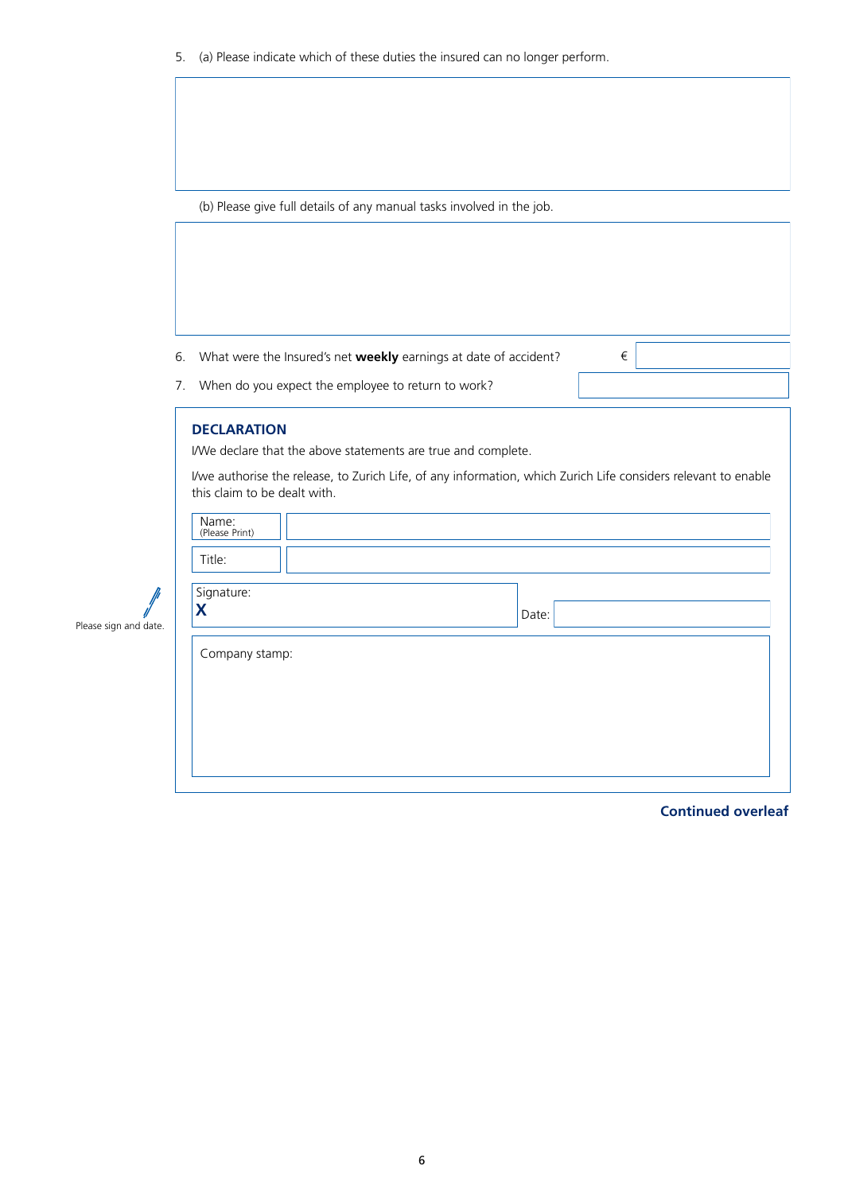5. (a) Please indicate which of these duties the insured can no longer perform.

(b) Please give full details of any manual tasks involved in the job.

6. What were the Insured's net **weekly** earnings at date of accident? €

7. When do you expect the employee to return to work?

## DECLARATION

I/We declare that the above statements are true and complete.

I/we authorise the release, to Zurich Life, of any information, which Zurich Life considers relevant to enable this claim to be dealt with.

| | |
|---|---|
| Name: (Please Print) | |
| Title: | |

Please sign and date.

Signature: **X**

Date:

Company stamp:

**Continued overleaf**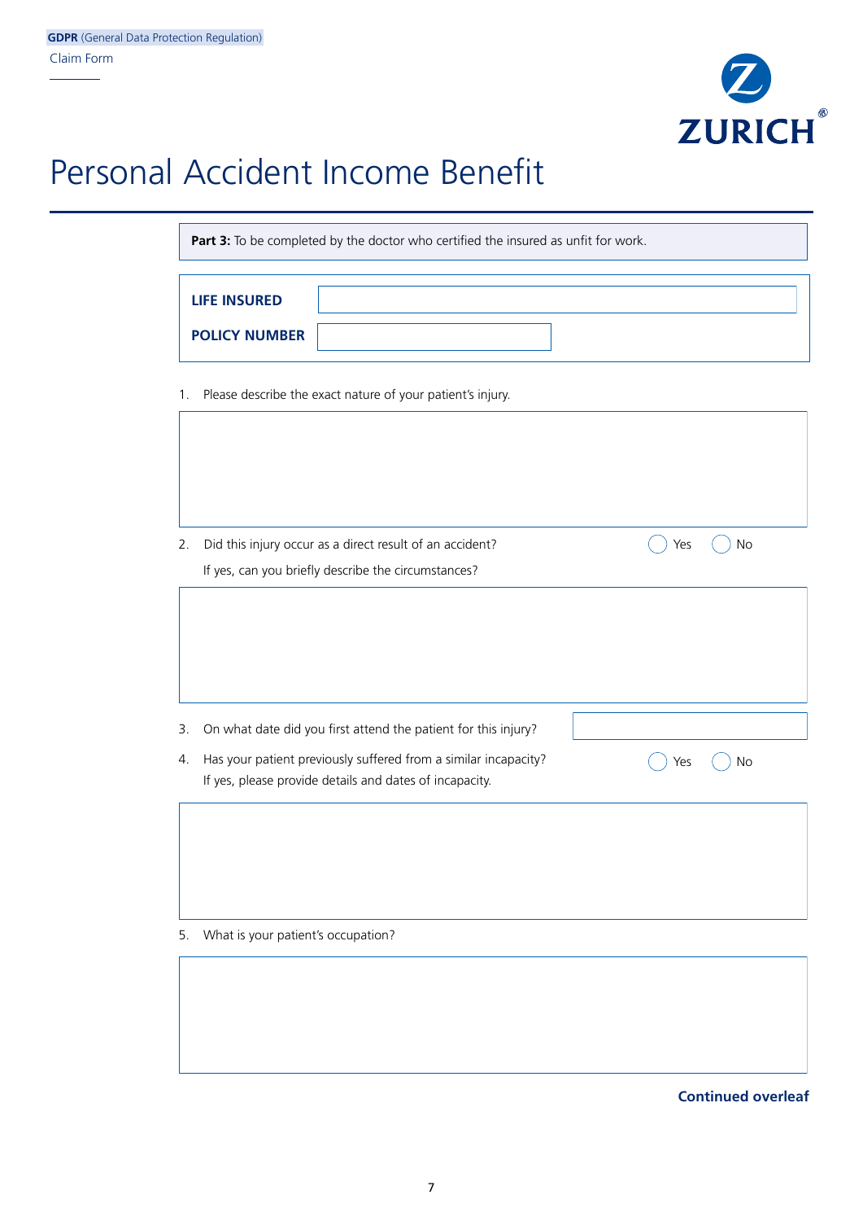GDPR (General Data Protection Regulation)

Claim Form

# Personal Accident Income Benefit

**Part 3:** To be completed by the doctor who certified the insured as unfit for work.

| | |
|---|---|
| **LIFE INSURED** | |
| **POLICY NUMBER** | |

1. Please describe the exact nature of your patient's injury.

2. Did this injury occur as a direct result of an accident? ◯ Yes ◯ No

   If yes, can you briefly describe the circumstances?

3. On what date did you first attend the patient for this injury?

4. Has your patient previously suffered from a similar incapacity? ◯ Yes ◯ No

   If yes, please provide details and dates of incapacity.

5. What is your patient's occupation?

**Continued overleaf**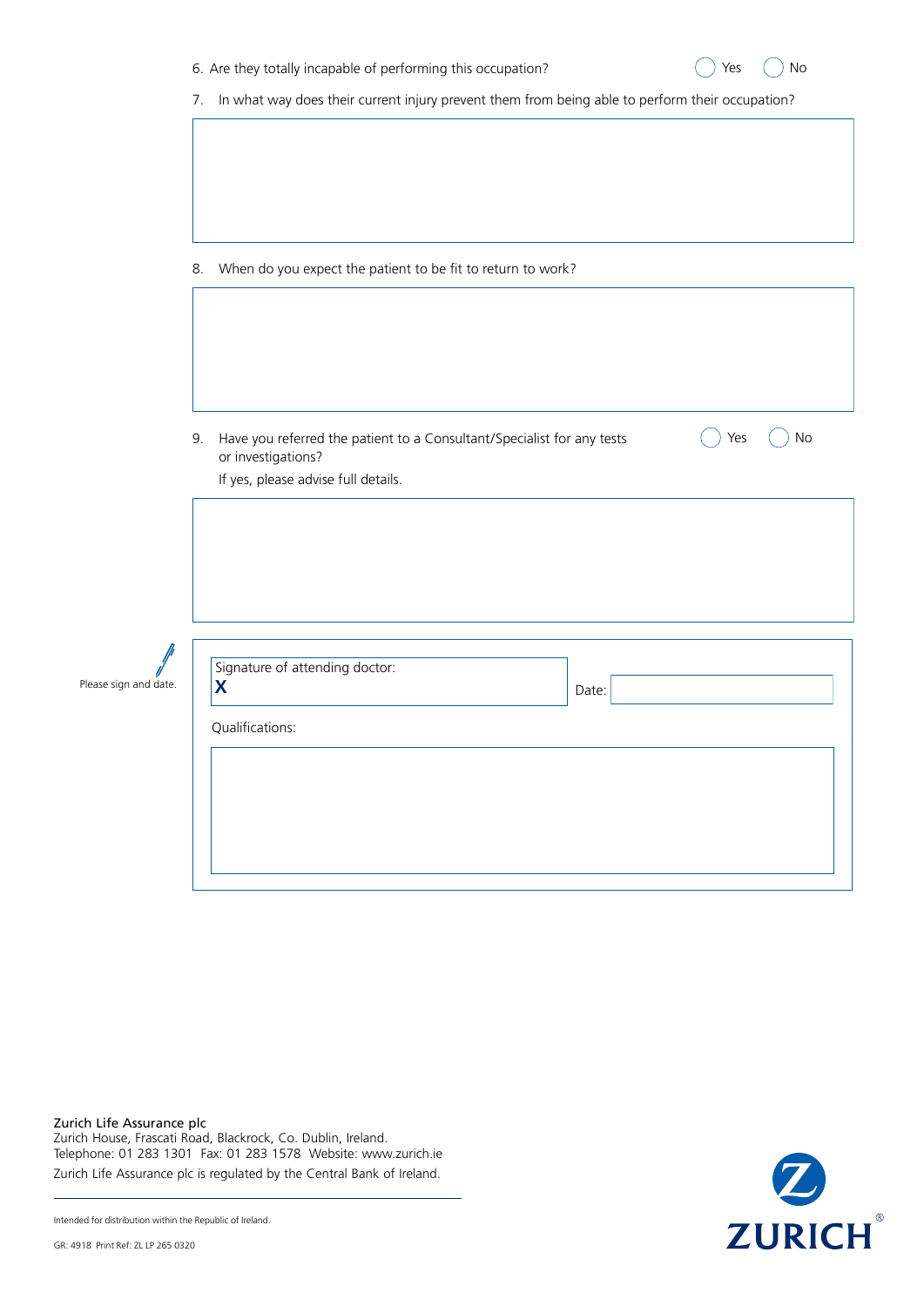6. Are they totally incapable of performing this occupation? ◯ Yes ◯ No

7. In what way does their current injury prevent them from being able to perform their occupation?

8. When do you expect the patient to be fit to return to work?

9. Have you referred the patient to a Consultant/Specialist for any tests or investigations? ◯ Yes ◯ No

If yes, please advise full details.

Please sign and date.

Signature of attending doctor:

**X**

Date:

Qualifications:

Zurich Life Assurance plc
Zurich House, Frascati Road, Blackrock, Co. Dublin, Ireland.
Telephone: 01 283 1301 Fax: 01 283 1578 Website: www.zurich.ie
Zurich Life Assurance plc is regulated by the Central Bank of Ireland.

Intended for distribution within the Republic of Ireland.

GR: 4918 Print Ref: ZL LP 265 0320

ZURICH®